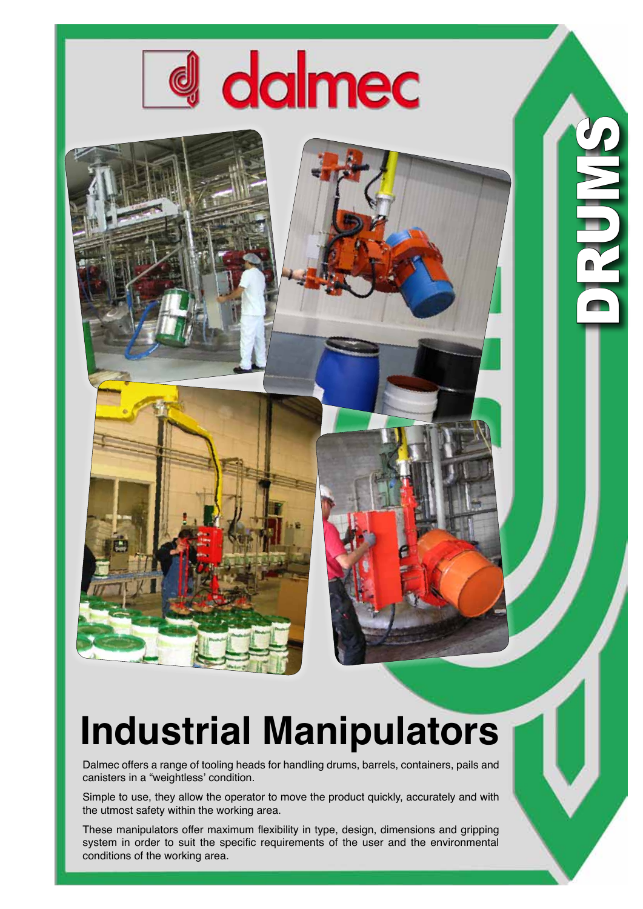dalmec

DRUMS

# Industrial Manipulators

Dalmec offers a range of tooling heads for handling drums, barrels, containers, pails and canisters in a "weightless' condition.

Simple to use, they allow the operator to move the product quickly, accurately and with the utmost safety within the working area.

These manipulators offer maximum flexibility in type, design, dimensions and gripping system in order to suit the specific requirements of the user and the environmental conditions of the working area.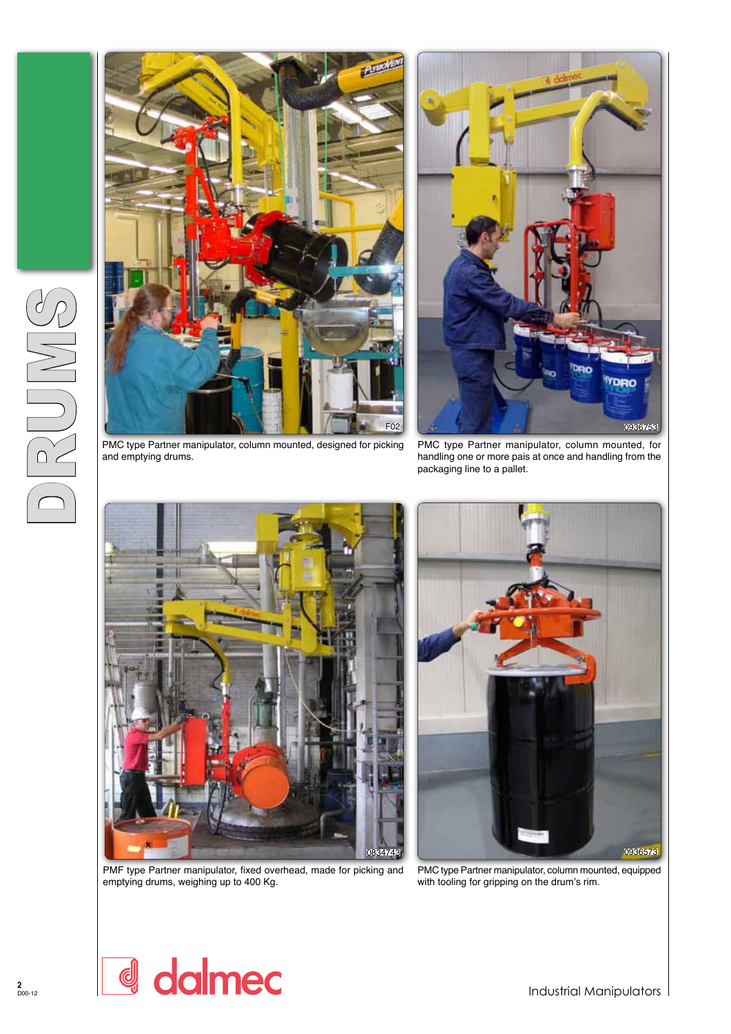# DRUMS

PMC type Partner manipulator, column mounted, designed for picking and emptying drums.

PMC type Partner manipulator, column mounted, for handling one or more pais at once and handling from the packaging line to a pallet.

PMF type Partner manipulator, fixed overhead, made for picking and emptying drums, weighing up to 400 Kg.

PMC type Partner manipulator, column mounted, equipped with tooling for gripping on the drum's rim.

dalmec

Industrial Manipulators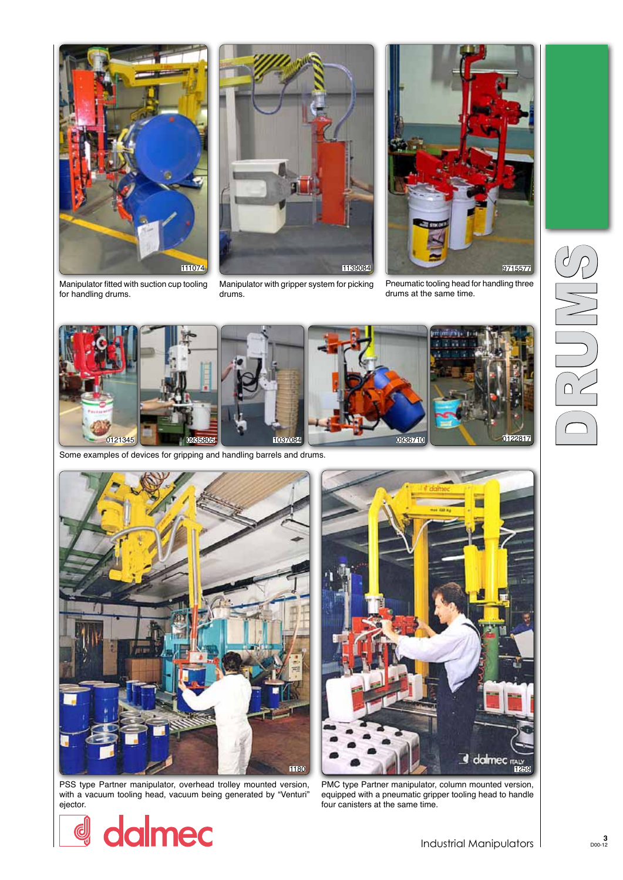# DRUMS

111074

Manipulator fitted with suction cup tooling for handling drums.

1139084

Manipulator with gripper system for picking drums.

9715577

Pneumatic tooling head for handling three drums at the same time.

0121345 0935805 1037084 0936710 0122817

Some examples of devices for gripping and handling barrels and drums.

1180

PSS type Partner manipulator, overhead trolley mounted version, with a vacuum tooling head, vacuum being generated by "Venturi" ejector.

1259

PMC type Partner manipulator, column mounted version, equipped with a pneumatic gripper tooling head to handle four canisters at the same time.

dalmec

Industrial Manipulators

D00-12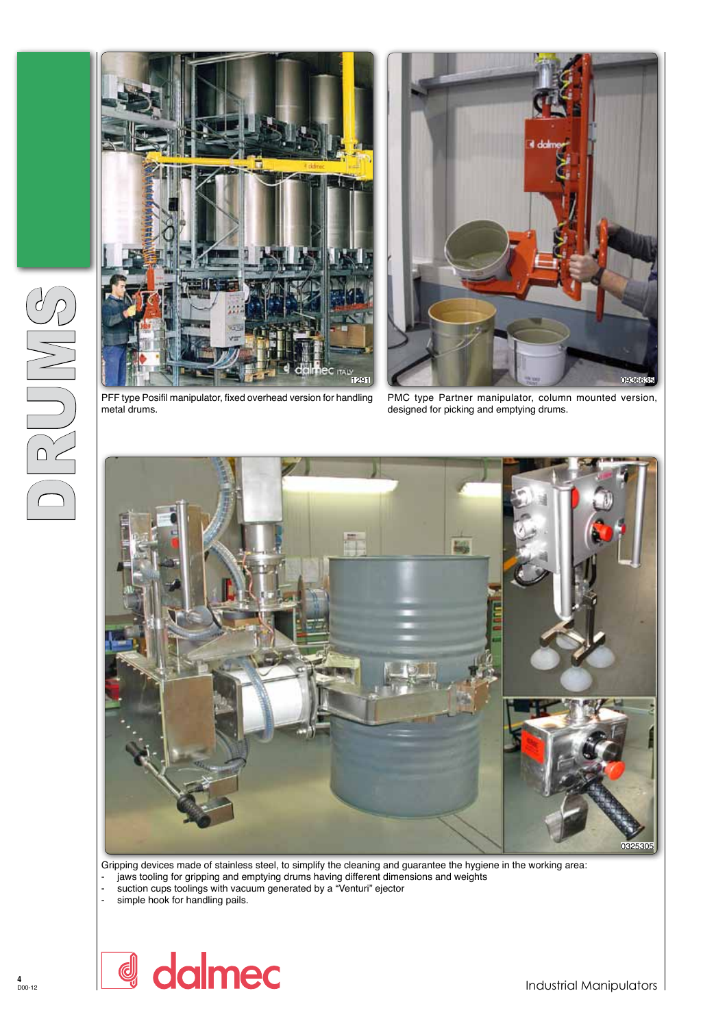# DRUMS

PFF type Posifil manipulator, fixed overhead version for handling metal drums.

PMC type Partner manipulator, column mounted version, designed for picking and emptying drums.

Gripping devices made of stainless steel, to simplify the cleaning and guarantee the hygiene in the working area:

- jaws tooling for gripping and emptying drums having different dimensions and weights
- suction cups toolings with vacuum generated by a "Venturi" ejector
- simple hook for handling pails.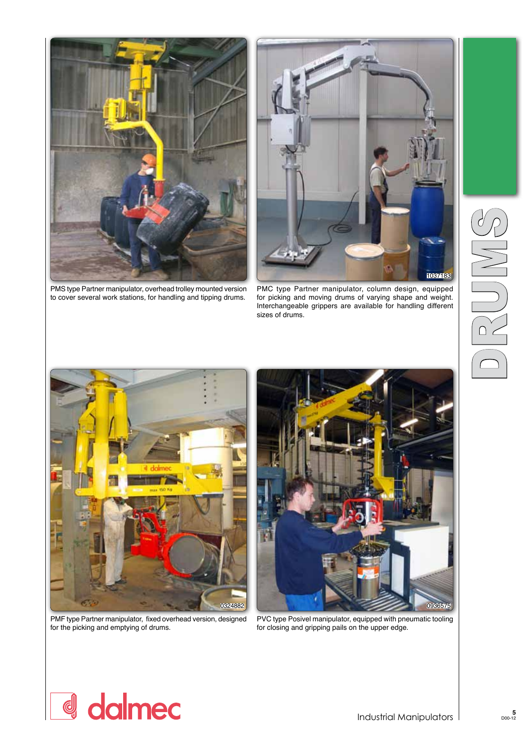# DRUMS

PMS type Partner manipulator, overhead trolley mounted version to cover several work stations, for handling and tipping drums.

PMC type Partner manipulator, column design, equipped for picking and moving drums of varying shape and weight. Interchangeable grippers are available for handling different sizes of drums.

PMF type Partner manipulator, fixed overhead version, designed for the picking and emptying of drums.

PVC type Posivel manipulator, equipped with pneumatic tooling for closing and gripping pails on the upper edge.

dalmec

Industrial Manipulators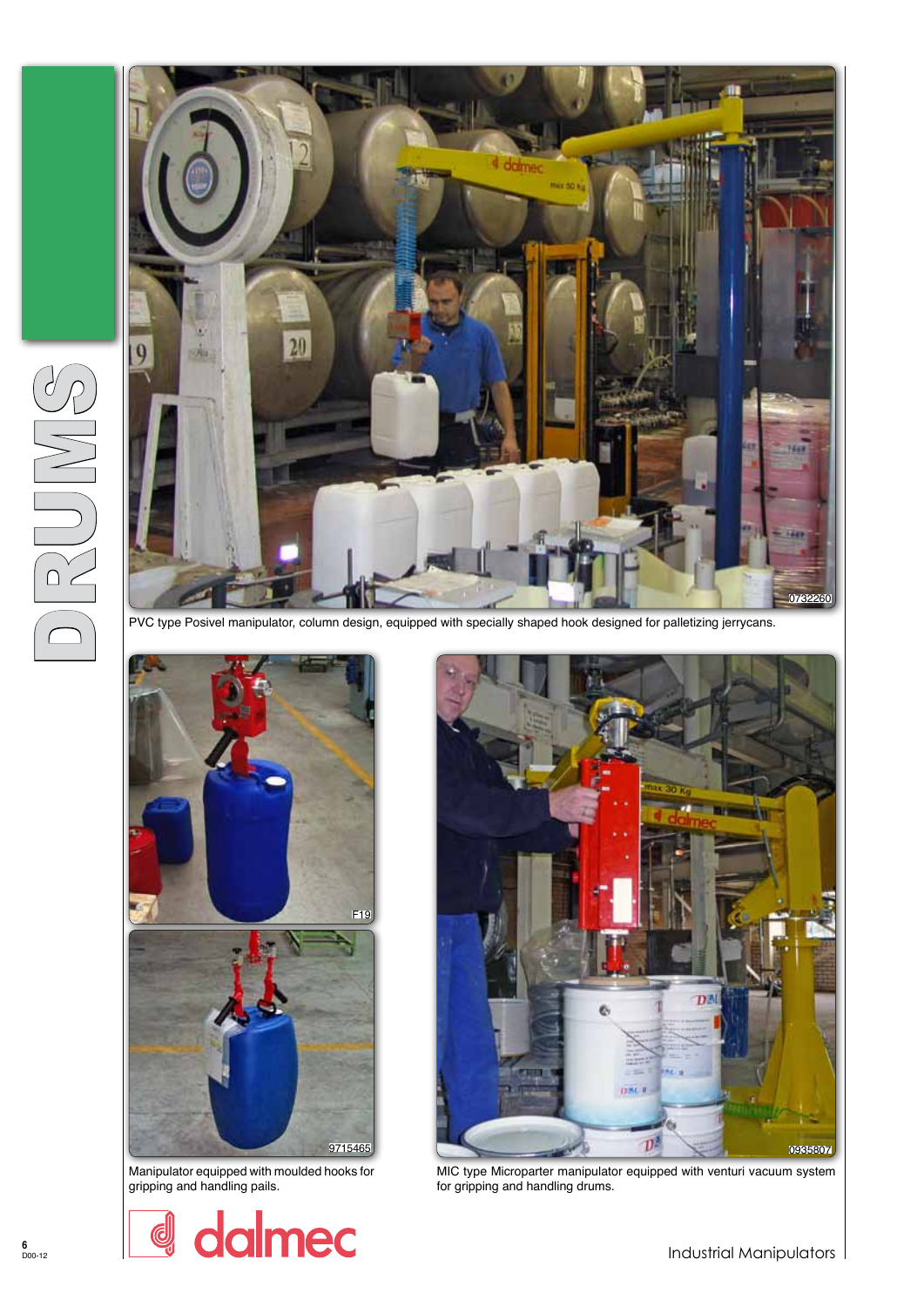# DRUMS

PVC type Posivel manipulator, column design, equipped with specially shaped hook designed for palletizing jerrycans.

Manipulator equipped with moulded hooks for gripping and handling pails.

MIC type Microparter manipulator equipped with venturi vacuum system for gripping and handling drums.

dalmec

Industrial Manipulators